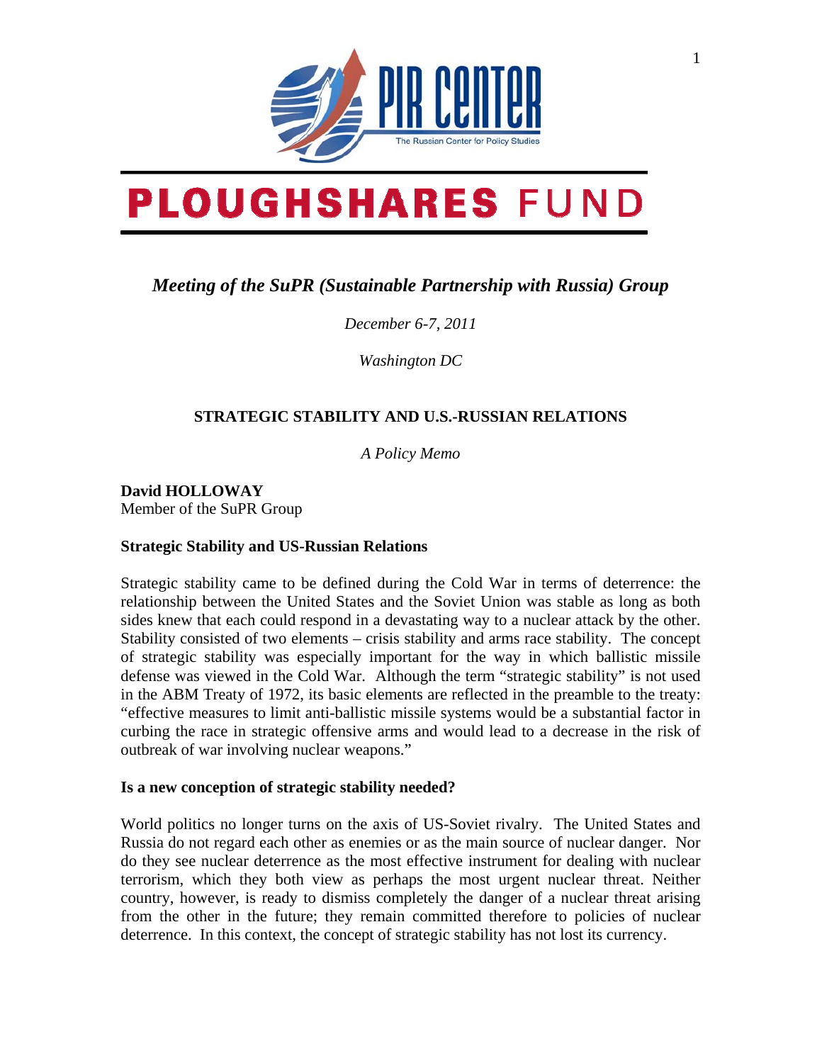PIR CENTER

The Russian Center for Policy Studies

# PLOUGHSHARES FUND

*Meeting of the SuPR (Sustainable Partnership with Russia) Group*

*December 6-7, 2011*

*Washington DC*

## STRATEGIC STABILITY AND U.S.-RUSSIAN RELATIONS

*A Policy Memo*

**David HOLLOWAY**
Member of the SuPR Group

### Strategic Stability and US-Russian Relations

Strategic stability came to be defined during the Cold War in terms of deterrence: the relationship between the United States and the Soviet Union was stable as long as both sides knew that each could respond in a devastating way to a nuclear attack by the other. Stability consisted of two elements – crisis stability and arms race stability. The concept of strategic stability was especially important for the way in which ballistic missile defense was viewed in the Cold War. Although the term "strategic stability" is not used in the ABM Treaty of 1972, its basic elements are reflected in the preamble to the treaty: "effective measures to limit anti-ballistic missile systems would be a substantial factor in curbing the race in strategic offensive arms and would lead to a decrease in the risk of outbreak of war involving nuclear weapons."

### Is a new conception of strategic stability needed?

World politics no longer turns on the axis of US-Soviet rivalry. The United States and Russia do not regard each other as enemies or as the main source of nuclear danger. Nor do they see nuclear deterrence as the most effective instrument for dealing with nuclear terrorism, which they both view as perhaps the most urgent nuclear threat. Neither country, however, is ready to dismiss completely the danger of a nuclear threat arising from the other in the future; they remain committed therefore to policies of nuclear deterrence. In this context, the concept of strategic stability has not lost its currency.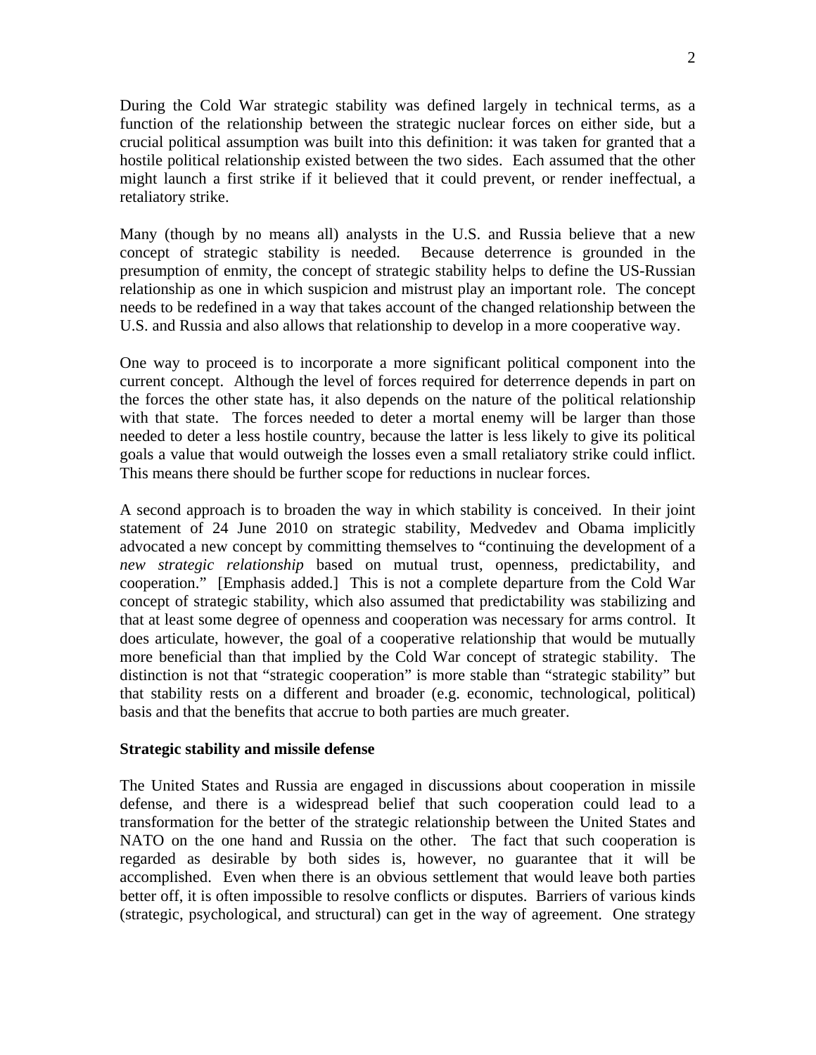During the Cold War strategic stability was defined largely in technical terms, as a function of the relationship between the strategic nuclear forces on either side, but a crucial political assumption was built into this definition: it was taken for granted that a hostile political relationship existed between the two sides. Each assumed that the other might launch a first strike if it believed that it could prevent, or render ineffectual, a retaliatory strike.

Many (though by no means all) analysts in the U.S. and Russia believe that a new concept of strategic stability is needed. Because deterrence is grounded in the presumption of enmity, the concept of strategic stability helps to define the US-Russian relationship as one in which suspicion and mistrust play an important role. The concept needs to be redefined in a way that takes account of the changed relationship between the U.S. and Russia and also allows that relationship to develop in a more cooperative way.

One way to proceed is to incorporate a more significant political component into the current concept. Although the level of forces required for deterrence depends in part on the forces the other state has, it also depends on the nature of the political relationship with that state. The forces needed to deter a mortal enemy will be larger than those needed to deter a less hostile country, because the latter is less likely to give its political goals a value that would outweigh the losses even a small retaliatory strike could inflict. This means there should be further scope for reductions in nuclear forces.

A second approach is to broaden the way in which stability is conceived. In their joint statement of 24 June 2010 on strategic stability, Medvedev and Obama implicitly advocated a new concept by committing themselves to "continuing the development of a *new strategic relationship* based on mutual trust, openness, predictability, and cooperation." [Emphasis added.] This is not a complete departure from the Cold War concept of strategic stability, which also assumed that predictability was stabilizing and that at least some degree of openness and cooperation was necessary for arms control. It does articulate, however, the goal of a cooperative relationship that would be mutually more beneficial than that implied by the Cold War concept of strategic stability. The distinction is not that "strategic cooperation" is more stable than "strategic stability" but that stability rests on a different and broader (e.g. economic, technological, political) basis and that the benefits that accrue to both parties are much greater.

**Strategic stability and missile defense**

The United States and Russia are engaged in discussions about cooperation in missile defense, and there is a widespread belief that such cooperation could lead to a transformation for the better of the strategic relationship between the United States and NATO on the one hand and Russia on the other. The fact that such cooperation is regarded as desirable by both sides is, however, no guarantee that it will be accomplished. Even when there is an obvious settlement that would leave both parties better off, it is often impossible to resolve conflicts or disputes. Barriers of various kinds (strategic, psychological, and structural) can get in the way of agreement. One strategy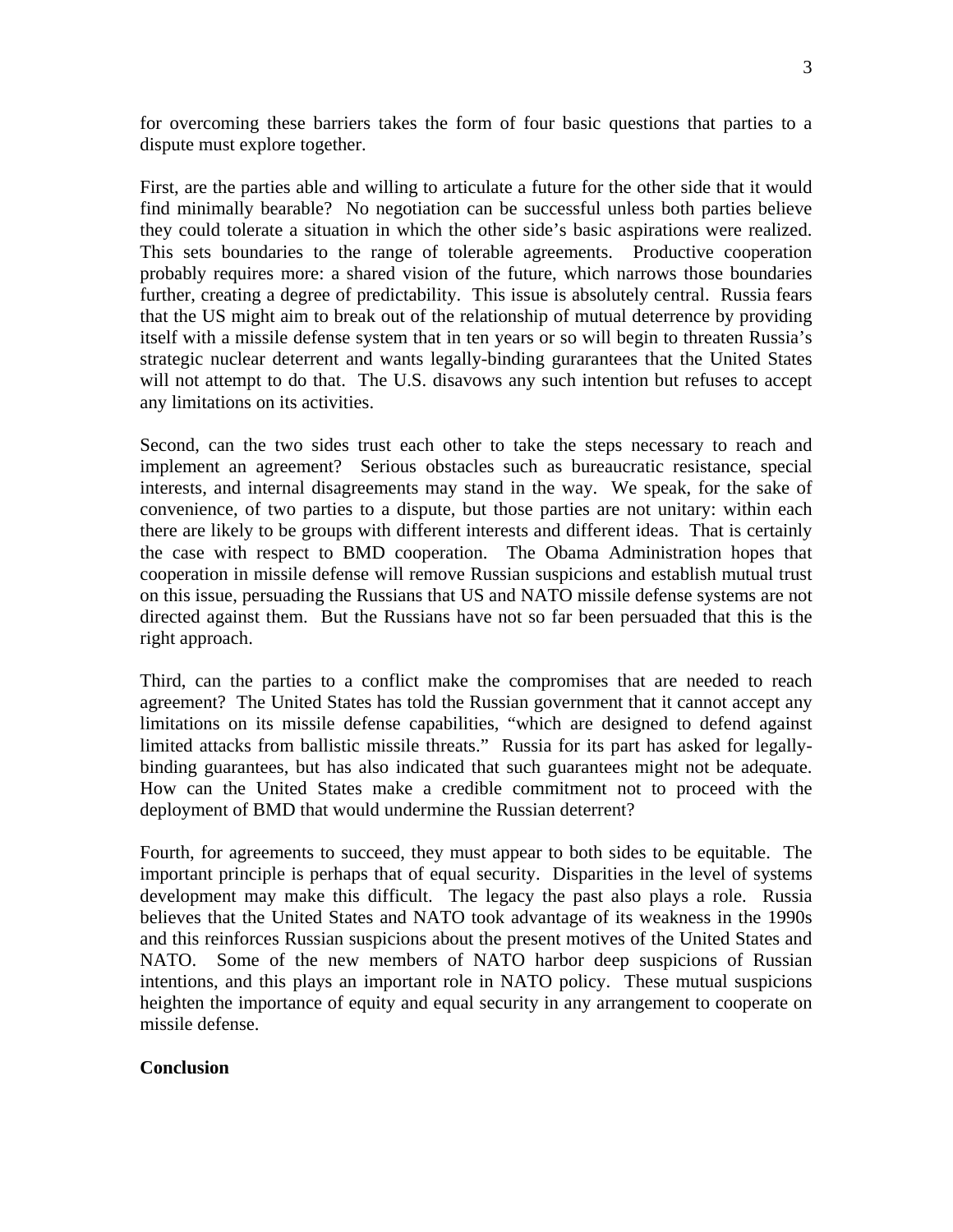for overcoming these barriers takes the form of four basic questions that parties to a dispute must explore together.

First, are the parties able and willing to articulate a future for the other side that it would find minimally bearable? No negotiation can be successful unless both parties believe they could tolerate a situation in which the other side's basic aspirations were realized. This sets boundaries to the range of tolerable agreements. Productive cooperation probably requires more: a shared vision of the future, which narrows those boundaries further, creating a degree of predictability. This issue is absolutely central. Russia fears that the US might aim to break out of the relationship of mutual deterrence by providing itself with a missile defense system that in ten years or so will begin to threaten Russia's strategic nuclear deterrent and wants legally-binding gurarantees that the United States will not attempt to do that. The U.S. disavows any such intention but refuses to accept any limitations on its activities.

Second, can the two sides trust each other to take the steps necessary to reach and implement an agreement? Serious obstacles such as bureaucratic resistance, special interests, and internal disagreements may stand in the way. We speak, for the sake of convenience, of two parties to a dispute, but those parties are not unitary: within each there are likely to be groups with different interests and different ideas. That is certainly the case with respect to BMD cooperation. The Obama Administration hopes that cooperation in missile defense will remove Russian suspicions and establish mutual trust on this issue, persuading the Russians that US and NATO missile defense systems are not directed against them. But the Russians have not so far been persuaded that this is the right approach.

Third, can the parties to a conflict make the compromises that are needed to reach agreement? The United States has told the Russian government that it cannot accept any limitations on its missile defense capabilities, "which are designed to defend against limited attacks from ballistic missile threats." Russia for its part has asked for legally-binding guarantees, but has also indicated that such guarantees might not be adequate. How can the United States make a credible commitment not to proceed with the deployment of BMD that would undermine the Russian deterrent?

Fourth, for agreements to succeed, they must appear to both sides to be equitable. The important principle is perhaps that of equal security. Disparities in the level of systems development may make this difficult. The legacy the past also plays a role. Russia believes that the United States and NATO took advantage of its weakness in the 1990s and this reinforces Russian suspicions about the present motives of the United States and NATO. Some of the new members of NATO harbor deep suspicions of Russian intentions, and this plays an important role in NATO policy. These mutual suspicions heighten the importance of equity and equal security in any arrangement to cooperate on missile defense.

**Conclusion**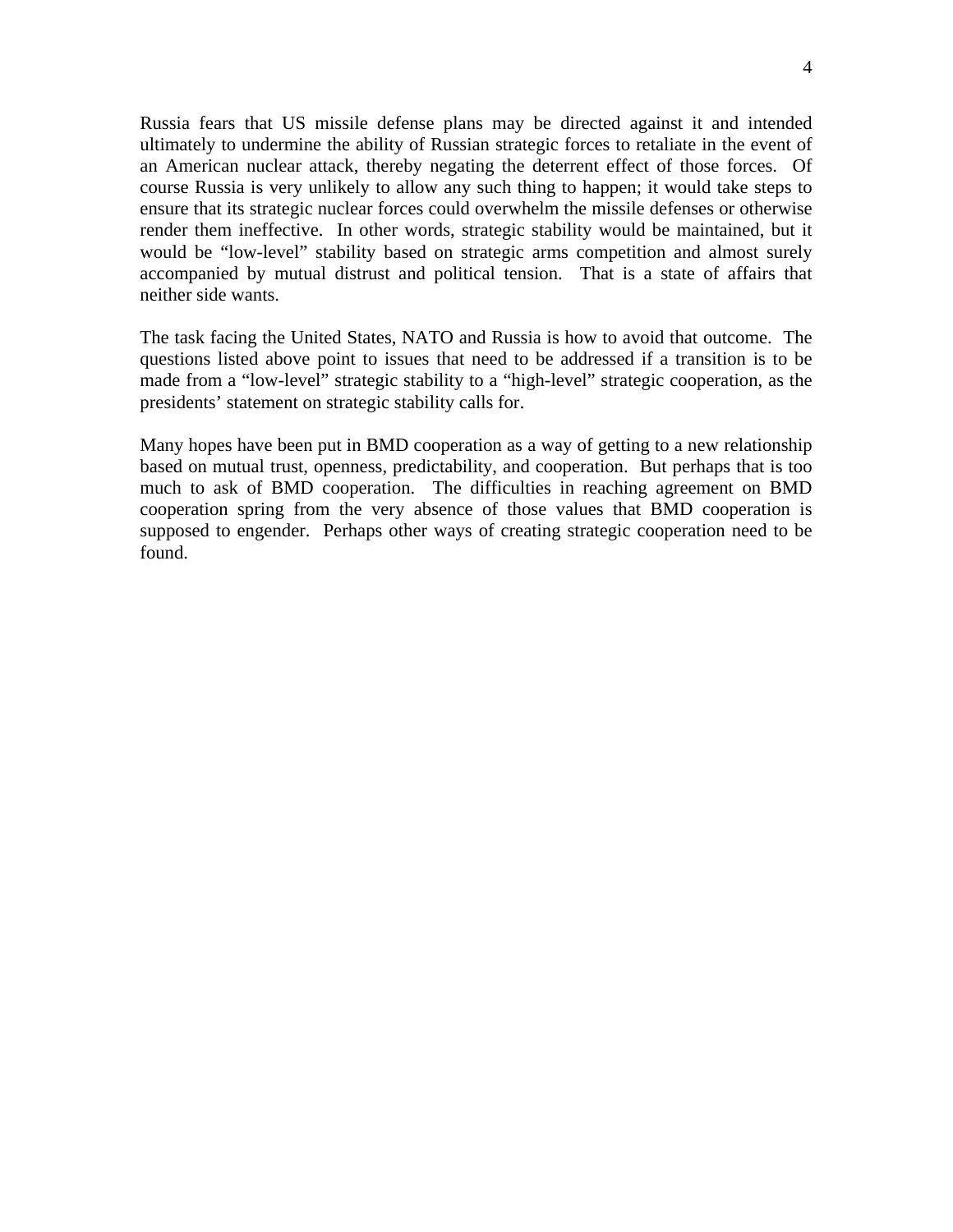Russia fears that US missile defense plans may be directed against it and intended ultimately to undermine the ability of Russian strategic forces to retaliate in the event of an American nuclear attack, thereby negating the deterrent effect of those forces. Of course Russia is very unlikely to allow any such thing to happen; it would take steps to ensure that its strategic nuclear forces could overwhelm the missile defenses or otherwise render them ineffective. In other words, strategic stability would be maintained, but it would be "low-level" stability based on strategic arms competition and almost surely accompanied by mutual distrust and political tension. That is a state of affairs that neither side wants.

The task facing the United States, NATO and Russia is how to avoid that outcome. The questions listed above point to issues that need to be addressed if a transition is to be made from a "low-level" strategic stability to a "high-level" strategic cooperation, as the presidents' statement on strategic stability calls for.

Many hopes have been put in BMD cooperation as a way of getting to a new relationship based on mutual trust, openness, predictability, and cooperation. But perhaps that is too much to ask of BMD cooperation. The difficulties in reaching agreement on BMD cooperation spring from the very absence of those values that BMD cooperation is supposed to engender. Perhaps other ways of creating strategic cooperation need to be found.